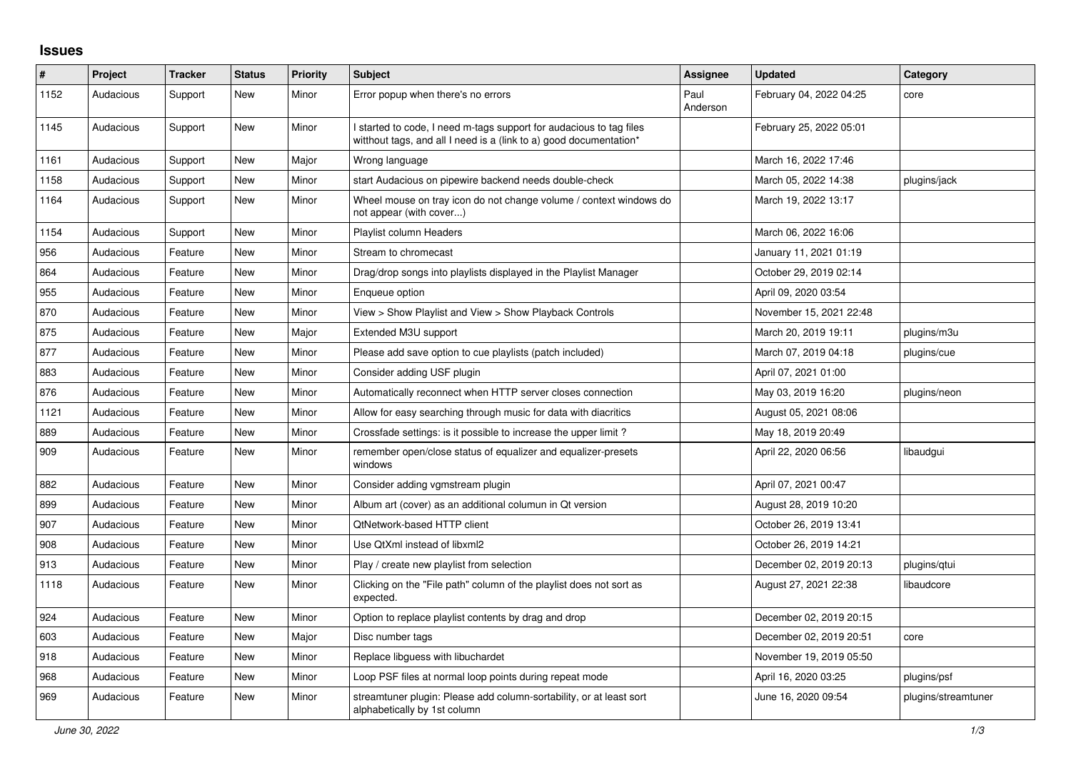## Issues

| # | Project | Tracker | Status | Priority | Subject | Assignee | Updated | Category |
|---|---|---|---|---|---|---|---|---|
| 1152 | Audacious | Support | New | Minor | Error popup when there's no errors | Paul Anderson | February 04, 2022 04:25 | core |
| 1145 | Audacious | Support | New | Minor | I started to code, I need m-tags support for audacious to tag files witthout tags, and all I need is a (link to a) good documentation* | | February 25, 2022 05:01 | |
| 1161 | Audacious | Support | New | Major | Wrong language | | March 16, 2022 17:46 | |
| 1158 | Audacious | Support | New | Minor | start Audacious on pipewire backend needs double-check | | March 05, 2022 14:38 | plugins/jack |
| 1164 | Audacious | Support | New | Minor | Wheel mouse on tray icon do not change volume / context windows do not appear (with cover...) | | March 19, 2022 13:17 | |
| 1154 | Audacious | Support | New | Minor | Playlist column Headers | | March 06, 2022 16:06 | |
| 956 | Audacious | Feature | New | Minor | Stream to chromecast | | January 11, 2021 01:19 | |
| 864 | Audacious | Feature | New | Minor | Drag/drop songs into playlists displayed in the Playlist Manager | | October 29, 2019 02:14 | |
| 955 | Audacious | Feature | New | Minor | Enqueue option | | April 09, 2020 03:54 | |
| 870 | Audacious | Feature | New | Minor | View > Show Playlist and View > Show Playback Controls | | November 15, 2021 22:48 | |
| 875 | Audacious | Feature | New | Major | Extended M3U support | | March 20, 2019 19:11 | plugins/m3u |
| 877 | Audacious | Feature | New | Minor | Please add save option to cue playlists (patch included) | | March 07, 2019 04:18 | plugins/cue |
| 883 | Audacious | Feature | New | Minor | Consider adding USF plugin | | April 07, 2021 01:00 | |
| 876 | Audacious | Feature | New | Minor | Automatically reconnect when HTTP server closes connection | | May 03, 2019 16:20 | plugins/neon |
| 1121 | Audacious | Feature | New | Minor | Allow for easy searching through music for data with diacritics | | August 05, 2021 08:06 | |
| 889 | Audacious | Feature | New | Minor | Crossfade settings: is it possible to increase the upper limit ? | | May 18, 2019 20:49 | |
| 909 | Audacious | Feature | New | Minor | remember open/close status of equalizer and equalizer-presets windows | | April 22, 2020 06:56 | libaudgui |
| 882 | Audacious | Feature | New | Minor | Consider adding vgmstream plugin | | April 07, 2021 00:47 | |
| 899 | Audacious | Feature | New | Minor | Album art (cover) as an additional columun in Qt version | | August 28, 2019 10:20 | |
| 907 | Audacious | Feature | New | Minor | QtNetwork-based HTTP client | | October 26, 2019 13:41 | |
| 908 | Audacious | Feature | New | Minor | Use QtXml instead of libxml2 | | October 26, 2019 14:21 | |
| 913 | Audacious | Feature | New | Minor | Play / create new playlist from selection | | December 02, 2019 20:13 | plugins/qtui |
| 1118 | Audacious | Feature | New | Minor | Clicking on the "File path" column of the playlist does not sort as expected. | | August 27, 2021 22:38 | libaudcore |
| 924 | Audacious | Feature | New | Minor | Option to replace playlist contents by drag and drop | | December 02, 2019 20:15 | |
| 603 | Audacious | Feature | New | Major | Disc number tags | | December 02, 2019 20:51 | core |
| 918 | Audacious | Feature | New | Minor | Replace libguess with libuchardet | | November 19, 2019 05:50 | |
| 968 | Audacious | Feature | New | Minor | Loop PSF files at normal loop points during repeat mode | | April 16, 2020 03:25 | plugins/psf |
| 969 | Audacious | Feature | New | Minor | streamtuner plugin: Please add column-sortability, or at least sort alphabetically by 1st column | | June 16, 2020 09:54 | plugins/streamtuner |

*June 30, 2022*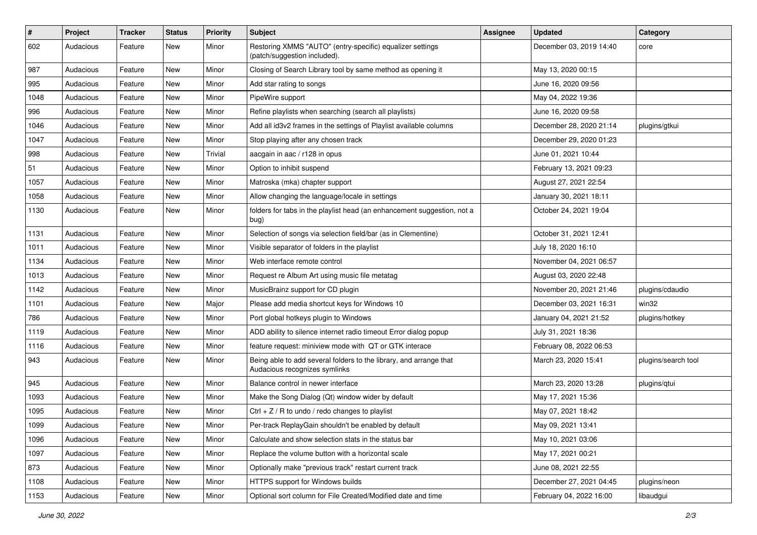| # | Project | Tracker | Status | Priority | Subject | Assignee | Updated | Category |
|---|---|---|---|---|---|---|---|---|
| 602 | Audacious | Feature | New | Minor | Restoring XMMS "AUTO" (entry-specific) equalizer settings (patch/suggestion included). | | December 03, 2019 14:40 | core |
| 987 | Audacious | Feature | New | Minor | Closing of Search Library tool by same method as opening it | | May 13, 2020 00:15 | |
| 995 | Audacious | Feature | New | Minor | Add star rating to songs | | June 16, 2020 09:56 | |
| 1048 | Audacious | Feature | New | Minor | PipeWire support | | May 04, 2022 19:36 | |
| 996 | Audacious | Feature | New | Minor | Refine playlists when searching (search all playlists) | | June 16, 2020 09:58 | |
| 1046 | Audacious | Feature | New | Minor | Add all id3v2 frames in the settings of Playlist available columns | | December 28, 2020 21:14 | plugins/gtkui |
| 1047 | Audacious | Feature | New | Minor | Stop playing after any chosen track | | December 29, 2020 01:23 | |
| 998 | Audacious | Feature | New | Trivial | aacgain in aac / r128 in opus | | June 01, 2021 10:44 | |
| 51 | Audacious | Feature | New | Minor | Option to inhibit suspend | | February 13, 2021 09:23 | |
| 1057 | Audacious | Feature | New | Minor | Matroska (mka) chapter support | | August 27, 2021 22:54 | |
| 1058 | Audacious | Feature | New | Minor | Allow changing the language/locale in settings | | January 30, 2021 18:11 | |
| 1130 | Audacious | Feature | New | Minor | folders for tabs in the playlist head (an enhancement suggestion, not a bug) | | October 24, 2021 19:04 | |
| 1131 | Audacious | Feature | New | Minor | Selection of songs via selection field/bar (as in Clementine) | | October 31, 2021 12:41 | |
| 1011 | Audacious | Feature | New | Minor | Visible separator of folders in the playlist | | July 18, 2020 16:10 | |
| 1134 | Audacious | Feature | New | Minor | Web interface remote control | | November 04, 2021 06:57 | |
| 1013 | Audacious | Feature | New | Minor | Request re Album Art using music file metatag | | August 03, 2020 22:48 | |
| 1142 | Audacious | Feature | New | Minor | MusicBrainz support for CD plugin | | November 20, 2021 21:46 | plugins/cdaudio |
| 1101 | Audacious | Feature | New | Major | Please add media shortcut keys for Windows 10 | | December 03, 2021 16:31 | win32 |
| 786 | Audacious | Feature | New | Minor | Port global hotkeys plugin to Windows | | January 04, 2021 21:52 | plugins/hotkey |
| 1119 | Audacious | Feature | New | Minor | ADD ability to silence internet radio timeout Error dialog popup | | July 31, 2021 18:36 | |
| 1116 | Audacious | Feature | New | Minor | feature request: miniview mode with QT or GTK interace | | February 08, 2022 06:53 | |
| 943 | Audacious | Feature | New | Minor | Being able to add several folders to the library, and arrange that Audacious recognizes symlinks | | March 23, 2020 15:41 | plugins/search tool |
| 945 | Audacious | Feature | New | Minor | Balance control in newer interface | | March 23, 2020 13:28 | plugins/qtui |
| 1093 | Audacious | Feature | New | Minor | Make the Song Dialog (Qt) window wider by default | | May 17, 2021 15:36 | |
| 1095 | Audacious | Feature | New | Minor | Ctrl + Z / R to undo / redo changes to playlist | | May 07, 2021 18:42 | |
| 1099 | Audacious | Feature | New | Minor | Per-track ReplayGain shouldn't be enabled by default | | May 09, 2021 13:41 | |
| 1096 | Audacious | Feature | New | Minor | Calculate and show selection stats in the status bar | | May 10, 2021 03:06 | |
| 1097 | Audacious | Feature | New | Minor | Replace the volume button with a horizontal scale | | May 17, 2021 00:21 | |
| 873 | Audacious | Feature | New | Minor | Optionally make "previous track" restart current track | | June 08, 2021 22:55 | |
| 1108 | Audacious | Feature | New | Minor | HTTPS support for Windows builds | | December 27, 2021 04:45 | plugins/neon |
| 1153 | Audacious | Feature | New | Minor | Optional sort column for File Created/Modified date and time | | February 04, 2022 16:00 | libaudgui |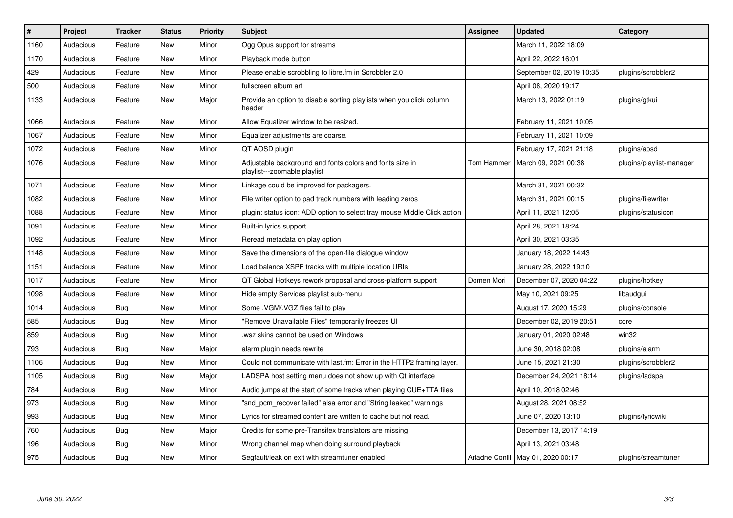| # | Project | Tracker | Status | Priority | Subject | Assignee | Updated | Category |
|---|---|---|---|---|---|---|---|---|
| 1160 | Audacious | Feature | New | Minor | Ogg Opus support for streams | | March 11, 2022 18:09 | |
| 1170 | Audacious | Feature | New | Minor | Playback mode button | | April 22, 2022 16:01 | |
| 429 | Audacious | Feature | New | Minor | Please enable scrobbling to libre.fm in Scrobbler 2.0 | | September 02, 2019 10:35 | plugins/scrobbler2 |
| 500 | Audacious | Feature | New | Minor | fullscreen album art | | April 08, 2020 19:17 | |
| 1133 | Audacious | Feature | New | Major | Provide an option to disable sorting playlists when you click column header | | March 13, 2022 01:19 | plugins/gtkui |
| 1066 | Audacious | Feature | New | Minor | Allow Equalizer window to be resized. | | February 11, 2021 10:05 | |
| 1067 | Audacious | Feature | New | Minor | Equalizer adjustments are coarse. | | February 11, 2021 10:09 | |
| 1072 | Audacious | Feature | New | Minor | QT AOSD plugin | | February 17, 2021 21:18 | plugins/aosd |
| 1076 | Audacious | Feature | New | Minor | Adjustable background and fonts colors and fonts size in playlist---zoomable playlist | Tom Hammer | March 09, 2021 00:38 | plugins/playlist-manager |
| 1071 | Audacious | Feature | New | Minor | Linkage could be improved for packagers. | | March 31, 2021 00:32 | |
| 1082 | Audacious | Feature | New | Minor | File writer option to pad track numbers with leading zeros | | March 31, 2021 00:15 | plugins/filewriter |
| 1088 | Audacious | Feature | New | Minor | plugin: status icon: ADD option to select tray mouse Middle Click action | | April 11, 2021 12:05 | plugins/statusicon |
| 1091 | Audacious | Feature | New | Minor | Built-in lyrics support | | April 28, 2021 18:24 | |
| 1092 | Audacious | Feature | New | Minor | Reread metadata on play option | | April 30, 2021 03:35 | |
| 1148 | Audacious | Feature | New | Minor | Save the dimensions of the open-file dialogue window | | January 18, 2022 14:43 | |
| 1151 | Audacious | Feature | New | Minor | Load balance XSPF tracks with multiple location URIs | | January 28, 2022 19:10 | |
| 1017 | Audacious | Feature | New | Minor | QT Global Hotkeys rework proposal and cross-platform support | Domen Mori | December 07, 2020 04:22 | plugins/hotkey |
| 1098 | Audacious | Feature | New | Minor | Hide empty Services playlist sub-menu | | May 10, 2021 09:25 | libaudgui |
| 1014 | Audacious | Bug | New | Minor | Some .VGM/.VGZ files fail to play | | August 17, 2020 15:29 | plugins/console |
| 585 | Audacious | Bug | New | Minor | "Remove Unavailable Files" temporarily freezes UI | | December 02, 2019 20:51 | core |
| 859 | Audacious | Bug | New | Minor | .wsz skins cannot be used on Windows | | January 01, 2020 02:48 | win32 |
| 793 | Audacious | Bug | New | Major | alarm plugin needs rewrite | | June 30, 2018 02:08 | plugins/alarm |
| 1106 | Audacious | Bug | New | Minor | Could not communicate with last.fm: Error in the HTTP2 framing layer. | | June 15, 2021 21:30 | plugins/scrobbler2 |
| 1105 | Audacious | Bug | New | Major | LADSPA host setting menu does not show up with Qt interface | | December 24, 2021 18:14 | plugins/ladspa |
| 784 | Audacious | Bug | New | Minor | Audio jumps at the start of some tracks when playing CUE+TTA files | | April 10, 2018 02:46 | |
| 973 | Audacious | Bug | New | Minor | "snd_pcm_recover failed" alsa error and "String leaked" warnings | | August 28, 2021 08:52 | |
| 993 | Audacious | Bug | New | Minor | Lyrics for streamed content are written to cache but not read. | | June 07, 2020 13:10 | plugins/lyricwiki |
| 760 | Audacious | Bug | New | Major | Credits for some pre-Transifex translators are missing | | December 13, 2017 14:19 | |
| 196 | Audacious | Bug | New | Minor | Wrong channel map when doing surround playback | | April 13, 2021 03:48 | |
| 975 | Audacious | Bug | New | Minor | Segfault/leak on exit with streamtuner enabled | Ariadne Conill | May 01, 2020 00:17 | plugins/streamtuner |

*June 30, 2022*